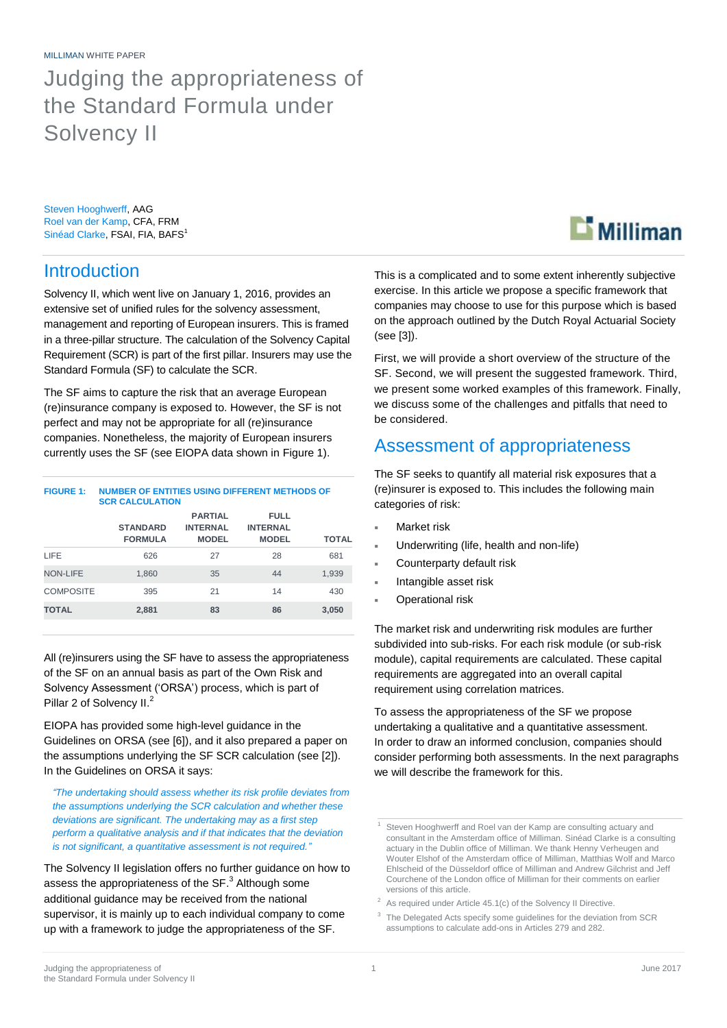MILLIMAN WHITE PAPER

# Judging the appropriateness of the Standard Formula under Solvency II

Steven Hooghwerff, AAG
Roel van der Kamp, CFA, FRM
Sinéad Clarke, FSAI, FIA, BAFS[1]

## Introduction

Solvency II, which went live on January 1, 2016, provides an extensive set of unified rules for the solvency assessment, management and reporting of European insurers. This is framed in a three-pillar structure. The calculation of the Solvency Capital Requirement (SCR) is part of the first pillar. Insurers may use the Standard Formula (SF) to calculate the SCR.

The SF aims to capture the risk that an average European (re)insurance company is exposed to. However, the SF is not perfect and may not be appropriate for all (re)insurance companies. Nonetheless, the majority of European insurers currently uses the SF (see EIOPA data shown in Figure 1).

**FIGURE 1: NUMBER OF ENTITIES USING DIFFERENT METHODS OF SCR CALCULATION**

| | STANDARD FORMULA | PARTIAL INTERNAL MODEL | FULL INTERNAL MODEL | TOTAL |
|---|---|---|---|---|
| LIFE | 626 | 27 | 28 | 681 |
| NON-LIFE | 1,860 | 35 | 44 | 1,939 |
| COMPOSITE | 395 | 21 | 14 | 430 |
| **TOTAL** | **2,881** | **83** | **86** | **3,050** |

All (re)insurers using the SF have to assess the appropriateness of the SF on an annual basis as part of the Own Risk and Solvency Assessment ('ORSA') process, which is part of Pillar 2 of Solvency II.[2]

EIOPA has provided some high-level guidance in the Guidelines on ORSA (see [6]), and it also prepared a paper on the assumptions underlying the SF SCR calculation (see [2]). In the Guidelines on ORSA it says:

> *"The undertaking should assess whether its risk profile deviates from the assumptions underlying the SCR calculation and whether these deviations are significant. The undertaking may as a first step perform a qualitative analysis and if that indicates that the deviation is not significant, a quantitative assessment is not required."*

The Solvency II legislation offers no further guidance on how to assess the appropriateness of the SF.[3] Although some additional guidance may be received from the national supervisor, it is mainly up to each individual company to come up with a framework to judge the appropriateness of the SF.

This is a complicated and to some extent inherently subjective exercise. In this article we propose a specific framework that companies may choose to use for this purpose which is based on the approach outlined by the Dutch Royal Actuarial Society (see [3]).

First, we will provide a short overview of the structure of the SF. Second, we will present the suggested framework. Third, we present some worked examples of this framework. Finally, we discuss some of the challenges and pitfalls that need to be considered.

## Assessment of appropriateness

The SF seeks to quantify all material risk exposures that a (re)insurer is exposed to. This includes the following main categories of risk:

- Market risk
- Underwriting (life, health and non-life)
- Counterparty default risk
- Intangible asset risk
- Operational risk

The market risk and underwriting risk modules are further subdivided into sub-risks. For each risk module (or sub-risk module), capital requirements are calculated. These capital requirements are aggregated into an overall capital requirement using correlation matrices.

To assess the appropriateness of the SF we propose undertaking a qualitative and a quantitative assessment. In order to draw an informed conclusion, companies should consider performing both assessments. In the next paragraphs we will describe the framework for this.

[1] Steven Hooghwerff and Roel van der Kamp are consulting actuary and consultant in the Amsterdam office of Milliman. Sinéad Clarke is a consulting actuary in the Dublin office of Milliman. We thank Henny Verheugen and Wouter Elshof of the Amsterdam office of Milliman, Matthias Wolf and Marco Ehlscheid of the Düsseldorf office of Milliman and Andrew Gilchrist and Jeff Courchene of the London office of Milliman for their comments on earlier versions of this article.

[2] As required under Article 45.1(c) of the Solvency II Directive.

[3] The Delegated Acts specify some guidelines for the deviation from SCR assumptions to calculate add-ons in Articles 279 and 282.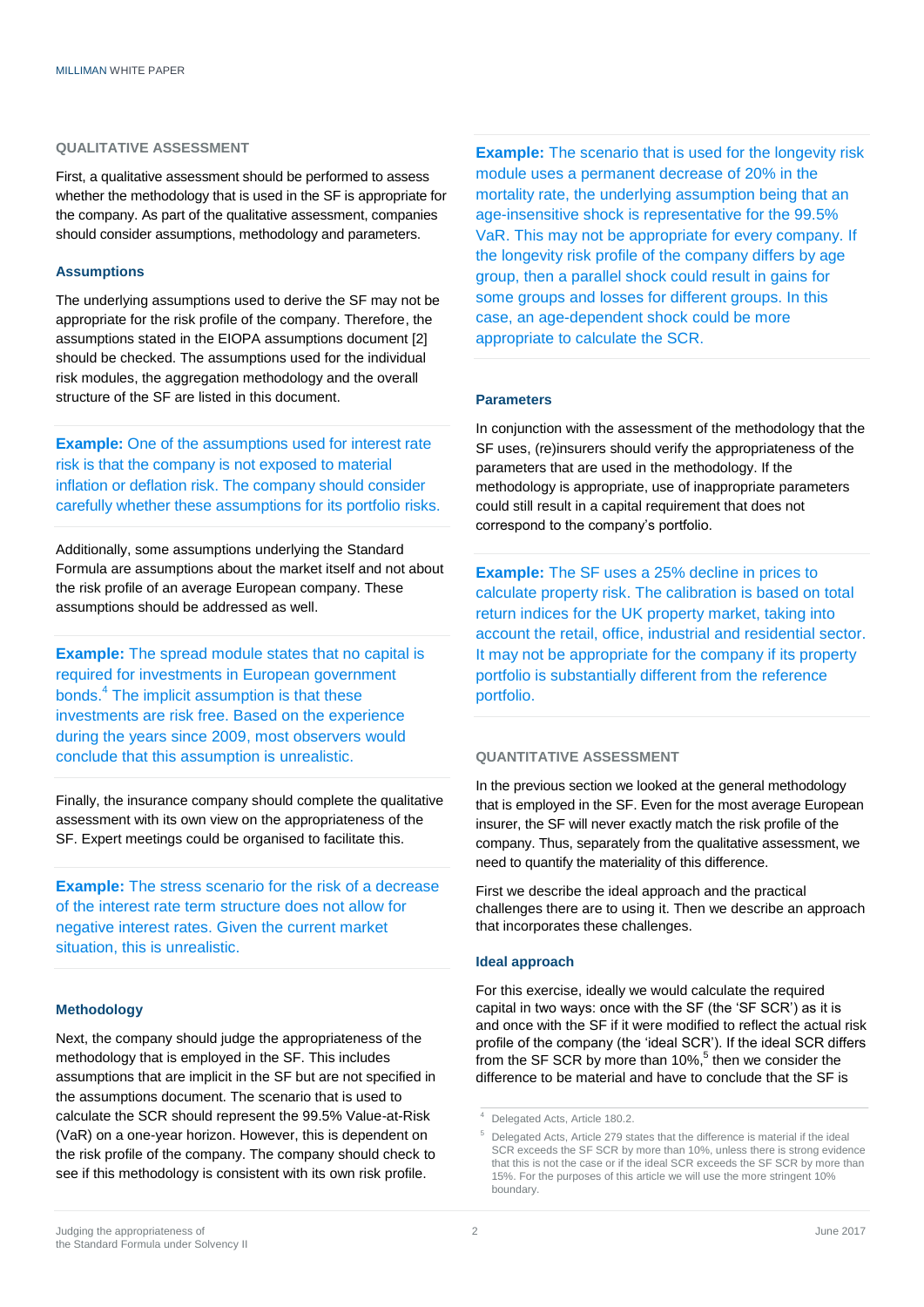## QUALITATIVE ASSESSMENT

First, a qualitative assessment should be performed to assess whether the methodology that is used in the SF is appropriate for the company. As part of the qualitative assessment, companies should consider assumptions, methodology and parameters.

### Assumptions

The underlying assumptions used to derive the SF may not be appropriate for the risk profile of the company. Therefore, the assumptions stated in the EIOPA assumptions document [2] should be checked. The assumptions used for the individual risk modules, the aggregation methodology and the overall structure of the SF are listed in this document.

**Example:** One of the assumptions used for interest rate risk is that the company is not exposed to material inflation or deflation risk. The company should consider carefully whether these assumptions for its portfolio risks.

Additionally, some assumptions underlying the Standard Formula are assumptions about the market itself and not about the risk profile of an average European company. These assumptions should be addressed as well.

**Example:** The spread module states that no capital is required for investments in European government bonds.[4] The implicit assumption is that these investments are risk free. Based on the experience during the years since 2009, most observers would conclude that this assumption is unrealistic.

Finally, the insurance company should complete the qualitative assessment with its own view on the appropriateness of the SF. Expert meetings could be organised to facilitate this.

**Example:** The stress scenario for the risk of a decrease of the interest rate term structure does not allow for negative interest rates. Given the current market situation, this is unrealistic.

### Methodology

Next, the company should judge the appropriateness of the methodology that is employed in the SF. This includes assumptions that are implicit in the SF but are not specified in the assumptions document. The scenario that is used to calculate the SCR should represent the 99.5% Value-at-Risk (VaR) on a one-year horizon. However, this is dependent on the risk profile of the company. The company should check to see if this methodology is consistent with its own risk profile.

**Example:** The scenario that is used for the longevity risk module uses a permanent decrease of 20% in the mortality rate, the underlying assumption being that an age-insensitive shock is representative for the 99.5% VaR. This may not be appropriate for every company. If the longevity risk profile of the company differs by age group, then a parallel shock could result in gains for some groups and losses for different groups. In this case, an age-dependent shock could be more appropriate to calculate the SCR.

### Parameters

In conjunction with the assessment of the methodology that the SF uses, (re)insurers should verify the appropriateness of the parameters that are used in the methodology. If the methodology is appropriate, use of inappropriate parameters could still result in a capital requirement that does not correspond to the company's portfolio.

**Example:** The SF uses a 25% decline in prices to calculate property risk. The calibration is based on total return indices for the UK property market, taking into account the retail, office, industrial and residential sector. It may not be appropriate for the company if its property portfolio is substantially different from the reference portfolio.

## QUANTITATIVE ASSESSMENT

In the previous section we looked at the general methodology that is employed in the SF. Even for the most average European insurer, the SF will never exactly match the risk profile of the company. Thus, separately from the qualitative assessment, we need to quantify the materiality of this difference.

First we describe the ideal approach and the practical challenges there are to using it. Then we describe an approach that incorporates these challenges.

### Ideal approach

For this exercise, ideally we would calculate the required capital in two ways: once with the SF (the 'SF SCR') as it is and once with the SF if it were modified to reflect the actual risk profile of the company (the 'ideal SCR'). If the ideal SCR differs from the SF SCR by more than 10%,[5] then we consider the difference to be material and have to conclude that the SF is

---

[4] Delegated Acts, Article 180.2.

[5] Delegated Acts, Article 279 states that the difference is material if the ideal SCR exceeds the SF SCR by more than 10%, unless there is strong evidence that this is not the case or if the ideal SCR exceeds the SF SCR by more than 15%. For the purposes of this article we will use the more stringent 10% boundary.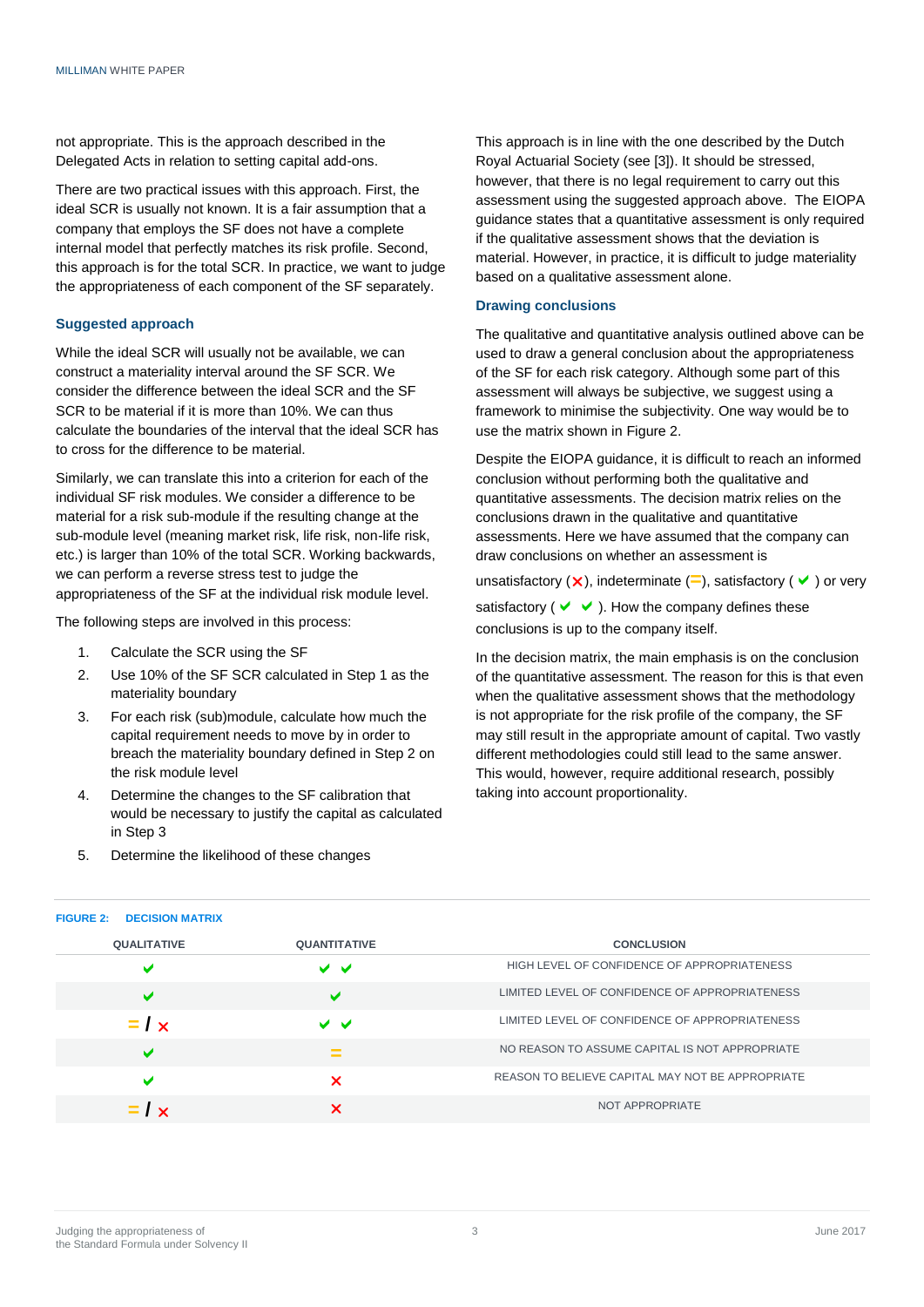not appropriate. This is the approach described in the Delegated Acts in relation to setting capital add-ons.

There are two practical issues with this approach. First, the ideal SCR is usually not known. It is a fair assumption that a company that employs the SF does not have a complete internal model that perfectly matches its risk profile. Second, this approach is for the total SCR. In practice, we want to judge the appropriateness of each component of the SF separately.

### Suggested approach

While the ideal SCR will usually not be available, we can construct a materiality interval around the SF SCR. We consider the difference between the ideal SCR and the SF SCR to be material if it is more than 10%. We can thus calculate the boundaries of the interval that the ideal SCR has to cross for the difference to be material.

Similarly, we can translate this into a criterion for each of the individual SF risk modules. We consider a difference to be material for a risk sub-module if the resulting change at the sub-module level (meaning market risk, life risk, non-life risk, etc.) is larger than 10% of the total SCR. Working backwards, we can perform a reverse stress test to judge the appropriateness of the SF at the individual risk module level.

The following steps are involved in this process:

1. Calculate the SCR using the SF
2. Use 10% of the SF SCR calculated in Step 1 as the materiality boundary
3. For each risk (sub)module, calculate how much the capital requirement needs to move by in order to breach the materiality boundary defined in Step 2 on the risk module level
4. Determine the changes to the SF calibration that would be necessary to justify the capital as calculated in Step 3
5. Determine the likelihood of these changes

This approach is in line with the one described by the Dutch Royal Actuarial Society (see [3]). It should be stressed, however, that there is no legal requirement to carry out this assessment using the suggested approach above. The EIOPA guidance states that a quantitative assessment is only required if the qualitative assessment shows that the deviation is material. However, in practice, it is difficult to judge materiality based on a qualitative assessment alone.

### Drawing conclusions

The qualitative and quantitative analysis outlined above can be used to draw a general conclusion about the appropriateness of the SF for each risk category. Although some part of this assessment will always be subjective, we suggest using a framework to minimise the subjectivity. One way would be to use the matrix shown in Figure 2.

Despite the EIOPA guidance, it is difficult to reach an informed conclusion without performing both the qualitative and quantitative assessments. The decision matrix relies on the conclusions drawn in the qualitative and quantitative assessments. Here we have assumed that the company can draw conclusions on whether an assessment is unsatisfactory (✗), indeterminate (=), satisfactory (✔) or very satisfactory (✔ ✔). How the company defines these conclusions is up to the company itself.

In the decision matrix, the main emphasis is on the conclusion of the quantitative assessment. The reason for this is that even when the qualitative assessment shows that the methodology is not appropriate for the risk profile of the company, the SF may still result in the appropriate amount of capital. Two vastly different methodologies could still lead to the same answer. This would, however, require additional research, possibly taking into account proportionality.

**FIGURE 2: DECISION MATRIX**

| QUALITATIVE | QUANTITATIVE | CONCLUSION |
|---|---|---|
| ✔ | ✔ ✔ | HIGH LEVEL OF CONFIDENCE OF APPROPRIATENESS |
| ✔ | ✔ | LIMITED LEVEL OF CONFIDENCE OF APPROPRIATENESS |
| = / ✗ | ✔ ✔ | LIMITED LEVEL OF CONFIDENCE OF APPROPRIATENESS |
| ✔ | = | NO REASON TO ASSUME CAPITAL IS NOT APPROPRIATE |
| ✔ | ✗ | REASON TO BELIEVE CAPITAL MAY NOT BE APPROPRIATE |
| = / ✗ | ✗ | NOT APPROPRIATE |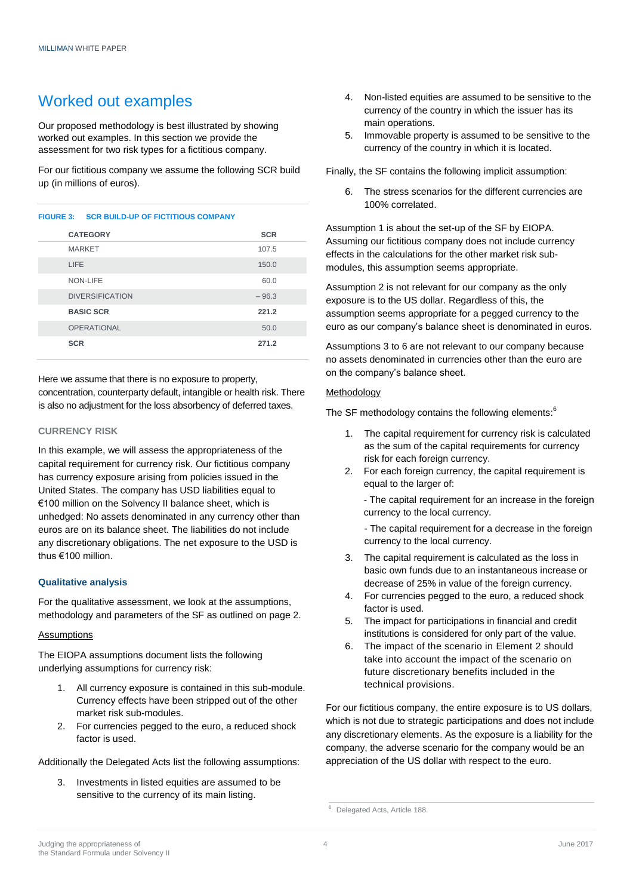## Worked out examples

Our proposed methodology is best illustrated by showing worked out examples. In this section we provide the assessment for two risk types for a fictitious company.

For our fictitious company we assume the following SCR build up (in millions of euros).

**FIGURE 3: SCR BUILD-UP OF FICTITIOUS COMPANY**

| CATEGORY | SCR |
|---|---|
| MARKET | 107.5 |
| LIFE | 150.0 |
| NON-LIFE | 60.0 |
| DIVERSIFICATION | – 96.3 |
| **BASIC SCR** | **221.2** |
| OPERATIONAL | 50.0 |
| **SCR** | **271.2** |

Here we assume that there is no exposure to property, concentration, counterparty default, intangible or health risk. There is also no adjustment for the loss absorbency of deferred taxes.

### CURRENCY RISK

In this example, we will assess the appropriateness of the capital requirement for currency risk. Our fictitious company has currency exposure arising from policies issued in the United States. The company has USD liabilities equal to €100 million on the Solvency II balance sheet, which is unhedged: No assets denominated in any currency other than euros are on its balance sheet. The liabilities do not include any discretionary obligations. The net exposure to the USD is thus €100 million.

#### Qualitative analysis

For the qualitative assessment, we look at the assumptions, methodology and parameters of the SF as outlined on page 2.

Assumptions

The EIOPA assumptions document lists the following underlying assumptions for currency risk:

1. All currency exposure is contained in this sub-module. Currency effects have been stripped out of the other market risk sub-modules.
2. For currencies pegged to the euro, a reduced shock factor is used.

Additionally the Delegated Acts list the following assumptions:

3. Investments in listed equities are assumed to be sensitive to the currency of its main listing.
4. Non-listed equities are assumed to be sensitive to the currency of the country in which the issuer has its main operations.
5. Immovable property is assumed to be sensitive to the currency of the country in which it is located.

Finally, the SF contains the following implicit assumption:

6. The stress scenarios for the different currencies are 100% correlated.

Assumption 1 is about the set-up of the SF by EIOPA. Assuming our fictitious company does not include currency effects in the calculations for the other market risk sub-modules, this assumption seems appropriate.

Assumption 2 is not relevant for our company as the only exposure is to the US dollar. Regardless of this, the assumption seems appropriate for a pegged currency to the euro as our company's balance sheet is denominated in euros.

Assumptions 3 to 6 are not relevant to our company because no assets denominated in currencies other than the euro are on the company's balance sheet.

Methodology

The SF methodology contains the following elements:[6]

1. The capital requirement for currency risk is calculated as the sum of the capital requirements for currency risk for each foreign currency.
2. For each foreign currency, the capital requirement is equal to the larger of:

   - The capital requirement for an increase in the foreign currency to the local currency.

   - The capital requirement for a decrease in the foreign currency to the local currency.
3. The capital requirement is calculated as the loss in basic own funds due to an instantaneous increase or decrease of 25% in value of the foreign currency.
4. For currencies pegged to the euro, a reduced shock factor is used.
5. The impact for participations in financial and credit institutions is considered for only part of the value.
6. The impact of the scenario in Element 2 should take into account the impact of the scenario on future discretionary benefits included in the technical provisions.

For our fictitious company, the entire exposure is to US dollars, which is not due to strategic participations and does not include any discretionary elements. As the exposure is a liability for the company, the adverse scenario for the company would be an appreciation of the US dollar with respect to the euro.

[6] Delegated Acts, Article 188.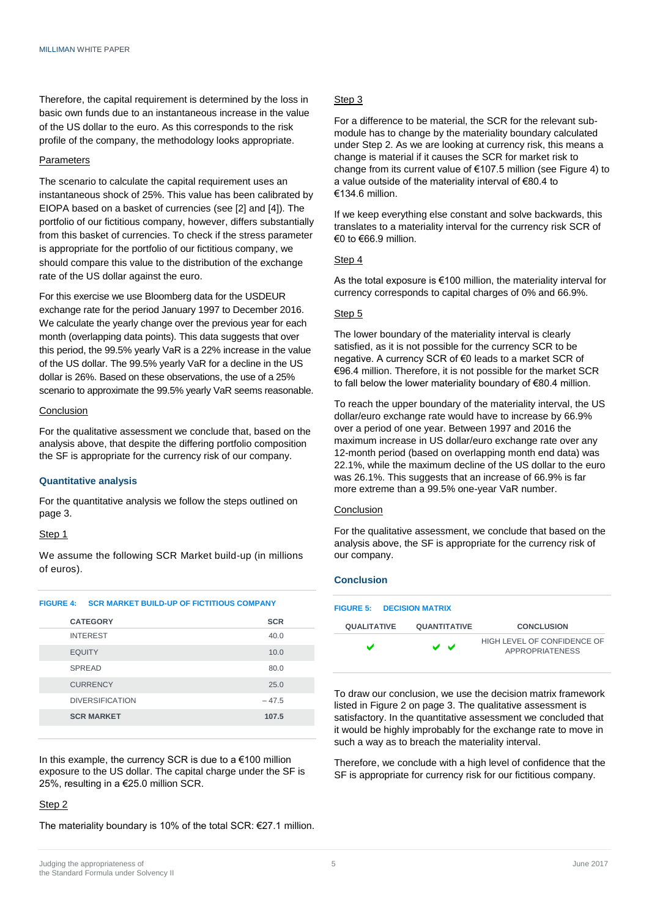Therefore, the capital requirement is determined by the loss in basic own funds due to an instantaneous increase in the value of the US dollar to the euro. As this corresponds to the risk profile of the company, the methodology looks appropriate.

Parameters

The scenario to calculate the capital requirement uses an instantaneous shock of 25%. This value has been calibrated by EIOPA based on a basket of currencies (see [2] and [4]). The portfolio of our fictitious company, however, differs substantially from this basket of currencies. To check if the stress parameter is appropriate for the portfolio of our fictitious company, we should compare this value to the distribution of the exchange rate of the US dollar against the euro.

For this exercise we use Bloomberg data for the USDEUR exchange rate for the period January 1997 to December 2016. We calculate the yearly change over the previous year for each month (overlapping data points). This data suggests that over this period, the 99.5% yearly VaR is a 22% increase in the value of the US dollar. The 99.5% yearly VaR for a decline in the US dollar is 26%. Based on these observations, the use of a 25% scenario to approximate the 99.5% yearly VaR seems reasonable.

Conclusion

For the qualitative assessment we conclude that, based on the analysis above, that despite the differing portfolio composition the SF is appropriate for the currency risk of our company.

### Quantitative analysis

For the quantitative analysis we follow the steps outlined on page 3.

Step 1

We assume the following SCR Market build-up (in millions of euros).

**FIGURE 4: SCR MARKET BUILD-UP OF FICTITIOUS COMPANY**

| CATEGORY | SCR |
|---|---|
| INTEREST | 40.0 |
| EQUITY | 10.0 |
| SPREAD | 80.0 |
| CURRENCY | 25.0 |
| DIVERSIFICATION | – 47.5 |
| **SCR MARKET** | **107.5** |

In this example, the currency SCR is due to a €100 million exposure to the US dollar. The capital charge under the SF is 25%, resulting in a €25.0 million SCR.

Step 2

The materiality boundary is 10% of the total SCR: €27.1 million.

Step 3

For a difference to be material, the SCR for the relevant sub-module has to change by the materiality boundary calculated under Step 2. As we are looking at currency risk, this means a change is material if it causes the SCR for market risk to change from its current value of €107.5 million (see Figure 4) to a value outside of the materiality interval of €80.4 to €134.6 million.

If we keep everything else constant and solve backwards, this translates to a materiality interval for the currency risk SCR of €0 to €66.9 million.

Step 4

As the total exposure is €100 million, the materiality interval for currency corresponds to capital charges of 0% and 66.9%.

Step 5

The lower boundary of the materiality interval is clearly satisfied, as it is not possible for the currency SCR to be negative. A currency SCR of €0 leads to a market SCR of €96.4 million. Therefore, it is not possible for the market SCR to fall below the lower materiality boundary of €80.4 million.

To reach the upper boundary of the materiality interval, the US dollar/euro exchange rate would have to increase by 66.9% over a period of one year. Between 1997 and 2016 the maximum increase in US dollar/euro exchange rate over any 12-month period (based on overlapping month end data) was 22.1%, while the maximum decline of the US dollar to the euro was 26.1%. This suggests that an increase of 66.9% is far more extreme than a 99.5% one-year VaR number.

Conclusion

For the qualitative assessment, we conclude that based on the analysis above, the SF is appropriate for the currency risk of our company.

### Conclusion

**FIGURE 5: DECISION MATRIX**

| QUALITATIVE | QUANTITATIVE | CONCLUSION |
|---|---|---|
| ✔ | ✔ ✔ | HIGH LEVEL OF CONFIDENCE OF APPROPRIATENESS |

To draw our conclusion, we use the decision matrix framework listed in Figure 2 on page 3. The qualitative assessment is satisfactory. In the quantitative assessment we concluded that it would be highly improbably for the exchange rate to move in such a way as to breach the materiality interval.

Therefore, we conclude with a high level of confidence that the SF is appropriate for currency risk for our fictitious company.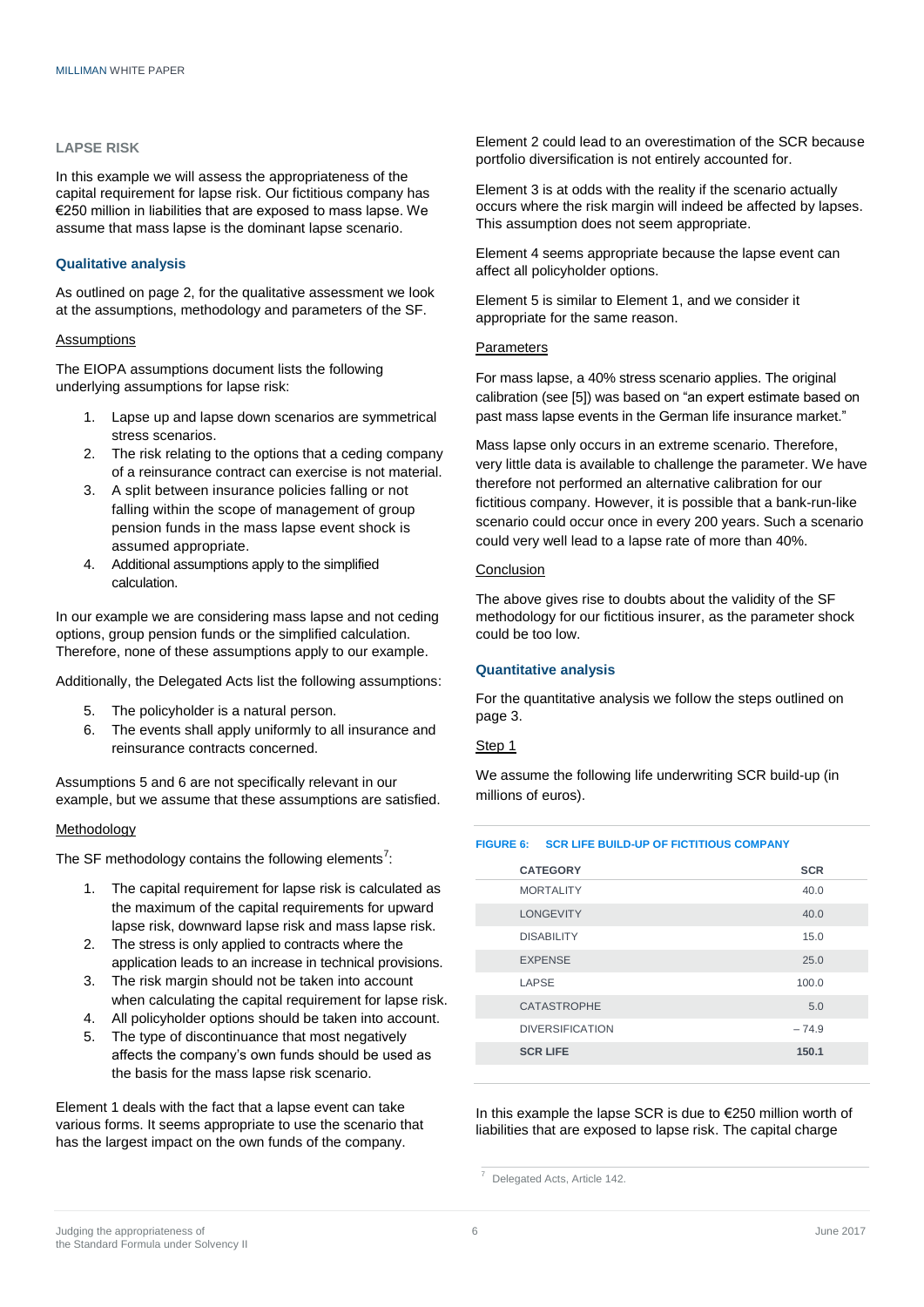## LAPSE RISK

In this example we will assess the appropriateness of the capital requirement for lapse risk. Our fictitious company has €250 million in liabilities that are exposed to mass lapse. We assume that mass lapse is the dominant lapse scenario.

### Qualitative analysis

As outlined on page 2, for the qualitative assessment we look at the assumptions, methodology and parameters of the SF.

#### Assumptions

The EIOPA assumptions document lists the following underlying assumptions for lapse risk:

1. Lapse up and lapse down scenarios are symmetrical stress scenarios.
2. The risk relating to the options that a ceding company of a reinsurance contract can exercise is not material.
3. A split between insurance policies falling or not falling within the scope of management of group pension funds in the mass lapse event shock is assumed appropriate.
4. Additional assumptions apply to the simplified calculation.

In our example we are considering mass lapse and not ceding options, group pension funds or the simplified calculation. Therefore, none of these assumptions apply to our example.

Additionally, the Delegated Acts list the following assumptions:

5. The policyholder is a natural person.
6. The events shall apply uniformly to all insurance and reinsurance contracts concerned.

Assumptions 5 and 6 are not specifically relevant in our example, but we assume that these assumptions are satisfied.

#### Methodology

The SF methodology contains the following elements[7]:

1. The capital requirement for lapse risk is calculated as the maximum of the capital requirements for upward lapse risk, downward lapse risk and mass lapse risk.
2. The stress is only applied to contracts where the application leads to an increase in technical provisions.
3. The risk margin should not be taken into account when calculating the capital requirement for lapse risk.
4. All policyholder options should be taken into account.
5. The type of discontinuance that most negatively affects the company's own funds should be used as the basis for the mass lapse risk scenario.

Element 1 deals with the fact that a lapse event can take various forms. It seems appropriate to use the scenario that has the largest impact on the own funds of the company.

Element 2 could lead to an overestimation of the SCR because portfolio diversification is not entirely accounted for.

Element 3 is at odds with the reality if the scenario actually occurs where the risk margin will indeed be affected by lapses. This assumption does not seem appropriate.

Element 4 seems appropriate because the lapse event can affect all policyholder options.

Element 5 is similar to Element 1, and we consider it appropriate for the same reason.

#### Parameters

For mass lapse, a 40% stress scenario applies. The original calibration (see [5]) was based on "an expert estimate based on past mass lapse events in the German life insurance market."

Mass lapse only occurs in an extreme scenario. Therefore, very little data is available to challenge the parameter. We have therefore not performed an alternative calibration for our fictitious company. However, it is possible that a bank-run-like scenario could occur once in every 200 years. Such a scenario could very well lead to a lapse rate of more than 40%.

#### Conclusion

The above gives rise to doubts about the validity of the SF methodology for our fictitious insurer, as the parameter shock could be too low.

### Quantitative analysis

For the quantitative analysis we follow the steps outlined on page 3.

#### Step 1

We assume the following life underwriting SCR build-up (in millions of euros).

FIGURE 6: SCR LIFE BUILD-UP OF FICTITIOUS COMPANY

| CATEGORY | SCR |
|---|---|
| MORTALITY | 40.0 |
| LONGEVITY | 40.0 |
| DISABILITY | 15.0 |
| EXPENSE | 25.0 |
| LAPSE | 100.0 |
| CATASTROPHE | 5.0 |
| DIVERSIFICATION | – 74.9 |
| **SCR LIFE** | **150.1** |

In this example the lapse SCR is due to €250 million worth of liabilities that are exposed to lapse risk. The capital charge

[7] Delegated Acts, Article 142.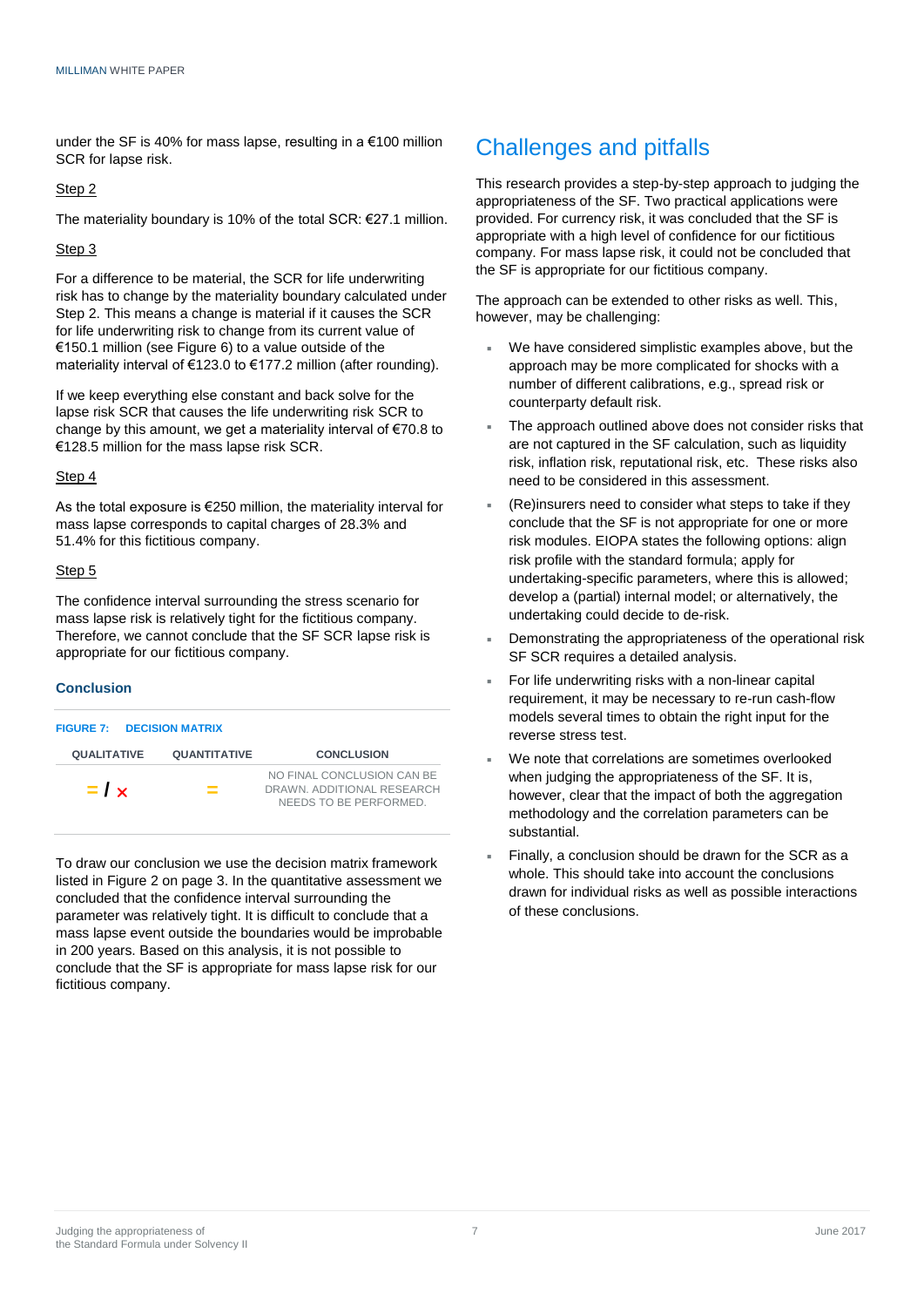under the SF is 40% for mass lapse, resulting in a €100 million SCR for lapse risk.

Step 2

The materiality boundary is 10% of the total SCR: €27.1 million.

Step 3

For a difference to be material, the SCR for life underwriting risk has to change by the materiality boundary calculated under Step 2. This means a change is material if it causes the SCR for life underwriting risk to change from its current value of €150.1 million (see Figure 6) to a value outside of the materiality interval of €123.0 to €177.2 million (after rounding).

If we keep everything else constant and back solve for the lapse risk SCR that causes the life underwriting risk SCR to change by this amount, we get a materiality interval of €70.8 to €128.5 million for the mass lapse risk SCR.

Step 4

As the total exposure is €250 million, the materiality interval for mass lapse corresponds to capital charges of 28.3% and 51.4% for this fictitious company.

Step 5

The confidence interval surrounding the stress scenario for mass lapse risk is relatively tight for the fictitious company. Therefore, we cannot conclude that the SF SCR lapse risk is appropriate for our fictitious company.

### Conclusion

**FIGURE 7: DECISION MATRIX**

| QUALITATIVE | QUANTITATIVE | CONCLUSION |
|---|---|---|
| = / × | = | NO FINAL CONCLUSION CAN BE DRAWN. ADDITIONAL RESEARCH NEEDS TO BE PERFORMED. |

To draw our conclusion we use the decision matrix framework listed in Figure 2 on page 3. In the quantitative assessment we concluded that the confidence interval surrounding the parameter was relatively tight. It is difficult to conclude that a mass lapse event outside the boundaries would be improbable in 200 years. Based on this analysis, it is not possible to conclude that the SF is appropriate for mass lapse risk for our fictitious company.

## Challenges and pitfalls

This research provides a step-by-step approach to judging the appropriateness of the SF. Two practical applications were provided. For currency risk, it was concluded that the SF is appropriate with a high level of confidence for our fictitious company. For mass lapse risk, it could not be concluded that the SF is appropriate for our fictitious company.

The approach can be extended to other risks as well. This, however, may be challenging:

- We have considered simplistic examples above, but the approach may be more complicated for shocks with a number of different calibrations, e.g., spread risk or counterparty default risk.
- The approach outlined above does not consider risks that are not captured in the SF calculation, such as liquidity risk, inflation risk, reputational risk, etc. These risks also need to be considered in this assessment.
- (Re)insurers need to consider what steps to take if they conclude that the SF is not appropriate for one or more risk modules. EIOPA states the following options: align risk profile with the standard formula; apply for undertaking-specific parameters, where this is allowed; develop a (partial) internal model; or alternatively, the undertaking could decide to de-risk.
- Demonstrating the appropriateness of the operational risk SF SCR requires a detailed analysis.
- For life underwriting risks with a non-linear capital requirement, it may be necessary to re-run cash-flow models several times to obtain the right input for the reverse stress test.
- We note that correlations are sometimes overlooked when judging the appropriateness of the SF. It is, however, clear that the impact of both the aggregation methodology and the correlation parameters can be substantial.
- Finally, a conclusion should be drawn for the SCR as a whole. This should take into account the conclusions drawn for individual risks as well as possible interactions of these conclusions.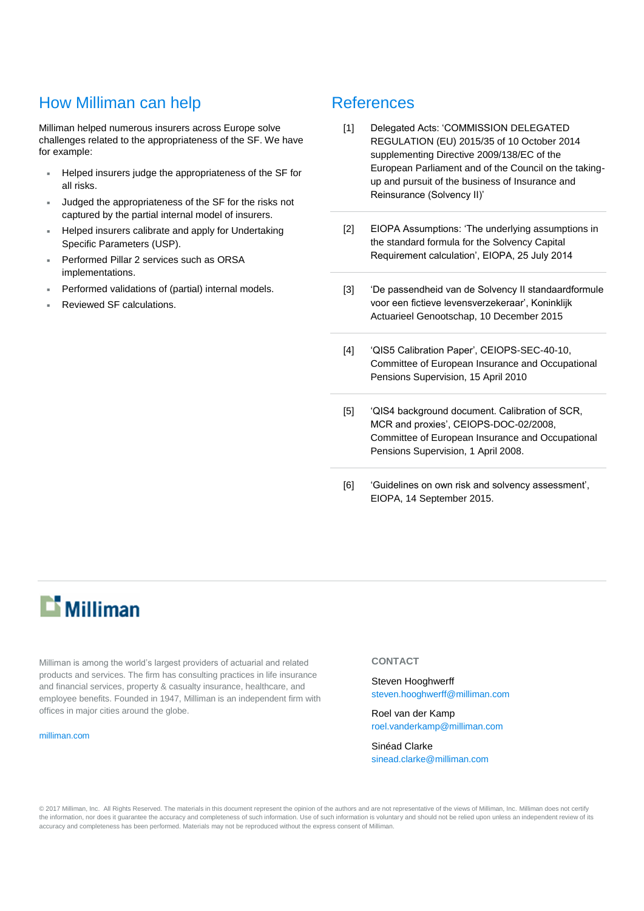## How Milliman can help

Milliman helped numerous insurers across Europe solve challenges related to the appropriateness of the SF. We have for example:

- Helped insurers judge the appropriateness of the SF for all risks.
- Judged the appropriateness of the SF for the risks not captured by the partial internal model of insurers.
- Helped insurers calibrate and apply for Undertaking Specific Parameters (USP).
- Performed Pillar 2 services such as ORSA implementations.
- Performed validations of (partial) internal models.
- Reviewed SF calculations.

## References

[1] Delegated Acts: 'COMMISSION DELEGATED REGULATION (EU) 2015/35 of 10 October 2014 supplementing Directive 2009/138/EC of the European Parliament and of the Council on the taking-up and pursuit of the business of Insurance and Reinsurance (Solvency II)'

[2] EIOPA Assumptions: 'The underlying assumptions in the standard formula for the Solvency Capital Requirement calculation', EIOPA, 25 July 2014

[3] 'De passendheid van de Solvency II standaardformule voor een fictieve levensverzekeraar', Koninklijk Actuarieel Genootschap, 10 December 2015

[4] 'QIS5 Calibration Paper', CEIOPS-SEC-40-10, Committee of European Insurance and Occupational Pensions Supervision, 15 April 2010

[5] 'QIS4 background document. Calibration of SCR, MCR and proxies', CEIOPS-DOC-02/2008, Committee of European Insurance and Occupational Pensions Supervision, 1 April 2008.

[6] 'Guidelines on own risk and solvency assessment', EIOPA, 14 September 2015.

**Milliman**

Milliman is among the world's largest providers of actuarial and related products and services. The firm has consulting practices in life insurance and financial services, property & casualty insurance, healthcare, and employee benefits. Founded in 1947, Milliman is an independent firm with offices in major cities around the globe.

milliman.com

**CONTACT**

Steven Hooghwerff
steven.hooghwerff@milliman.com

Roel van der Kamp
roel.vanderkamp@milliman.com

Sinéad Clarke
sinead.clarke@milliman.com

© 2017 Milliman, Inc. All Rights Reserved. The materials in this document represent the opinion of the authors and are not representative of the views of Milliman, Inc. Milliman does not certify the information, nor does it guarantee the accuracy and completeness of such information. Use of such information is voluntary and should not be relied upon unless an independent review of its accuracy and completeness has been performed. Materials may not be reproduced without the express consent of Milliman.